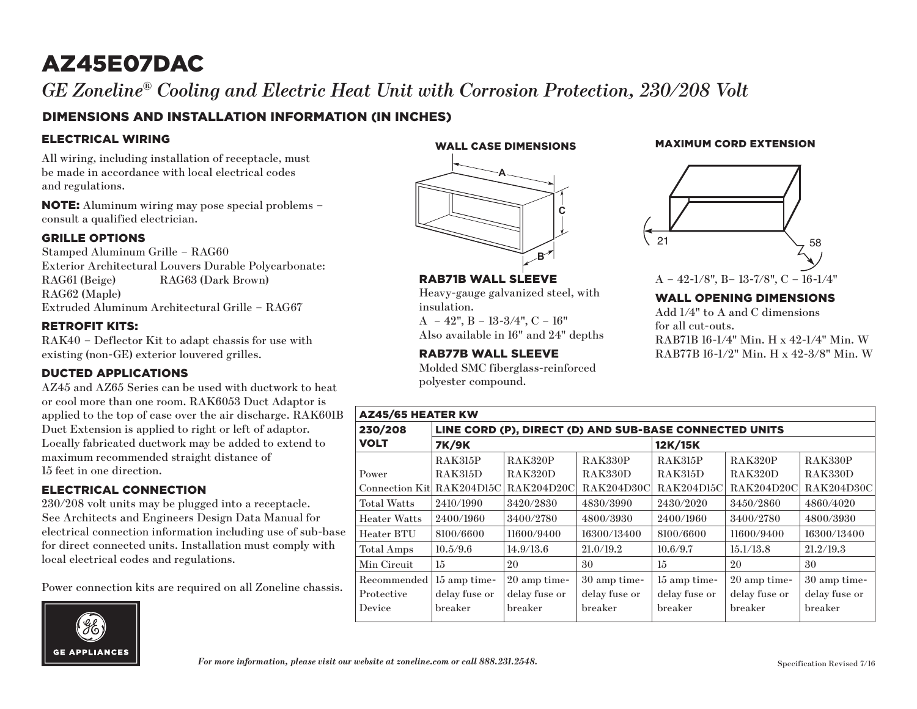# AZ45E07DAC

*GE Zoneline® Cooling and Electric Heat Unit with Corrosion Protection, 230/208 Volt*

## DIMENSIONS AND INSTALLATION INFORMATION (IN INCHES)

### ELECTRICAL WIRING

All wiring, including installation of receptacle, must be made in accordance with local electrical codes and regulations.

**NOTE:** Aluminum wiring may pose special problems – consult a qualified electrician.

### GRILLE OPTIONS

Stamped Aluminum Grille – RAG60

Exterior Architectural Louvers Durable Polycarbonate:

RAG61 (Beige) RAG63 (Dark Brown)

RAG62 (Maple)

Extruded Aluminum Architectural Grille – RAG67

### RETROFIT KITS:

RAK40 – Deflector Kit to adapt chassis for use with existing (non-GE) exterior louvered grilles.

### DUCTED APPLICATIONS

AZ45 and AZ65 Series can be used with ductwork to heat or cool more than one room. RAK6053 Duct Adaptor is applied to the top of case over the air discharge. RAK601B Duct Extension is applied to right or left of adaptor. Locally fabricated ductwork may be added to extend to maximum recommended straight distance of 15 feet in one direction.

### ELECTRICAL CONNECTION

230/208 volt units may be plugged into a receptacle. See Architects and Engineers Design Data Manual for electrical connection information including use of sub-base for direct connected units. Installation must comply with local electrical codes and regulations.

Power connection kits are required on all Zoneline chassis.

### WALL CASE DIMENSIONS

A
C
B

### RAB71B WALL SLEEVE

Heavy-gauge galvanized steel, with insulation.

A – 42", B – 13-3/4", C – 16"

Also available in 16" and 24" depths

### RAB77B WALL SLEEVE

Molded SMC fiberglass-reinforced polyester compound.

### MAXIMUM CORD EXTENSION

21
58

A – 42-1/8", B– 13-7/8", C – 16-1/4"

### WALL OPENING DIMENSIONS

Add 1/4" to A and C dimensions for all cut-outs.

RAB71B 16-1/4" Min. H x 42-1/4" Min. W

RAB77B 16-1/2" Min. H x 42-3/8" Min. W

| AZ45/65 HEATER KW | | | | | | |
|---|---|---|---|---|---|---|
| 230/208 VOLT | LINE CORD (P), DIRECT (D) AND SUB-BASE CONNECTED UNITS | | | | | |
| | 7K/9K | | | 12K/15K | | |
| Power Connection Kit | RAK315P RAK315D RAK204D15C | RAK320P RAK320D RAK204D20C | RAK330P RAK330D RAK204D30C | RAK315P RAK315D RAK204D15C | RAK320P RAK320D RAK204D20C | RAK330P RAK330D RAK204D30C |
| Total Watts | 2410/1990 | 3420/2830 | 4830/3990 | 2430/2020 | 3450/2860 | 4860/4020 |
| Heater Watts | 2400/1960 | 3400/2780 | 4800/3930 | 2400/1960 | 3400/2780 | 4800/3930 |
| Heater BTU | 8100/6600 | 11600/9400 | 16300/13400 | 8100/6600 | 11600/9400 | 16300/13400 |
| Total Amps | 10.5/9.6 | 14.9/13.6 | 21.0/19.2 | 10.6/9.7 | 15.1/13.8 | 21.2/19.3 |
| Min Circuit | 15 | 20 | 30 | 15 | 20 | 30 |
| Recommended Protective Device | 15 amp time-delay fuse or breaker | 20 amp time-delay fuse or breaker | 30 amp time-delay fuse or breaker | 15 amp time-delay fuse or breaker | 20 amp time-delay fuse or breaker | 30 amp time-delay fuse or breaker |

GE APPLIANCES

*For more information, please visit our website at zoneline.com or call 888.231.2548.*

Specification Revised 7/16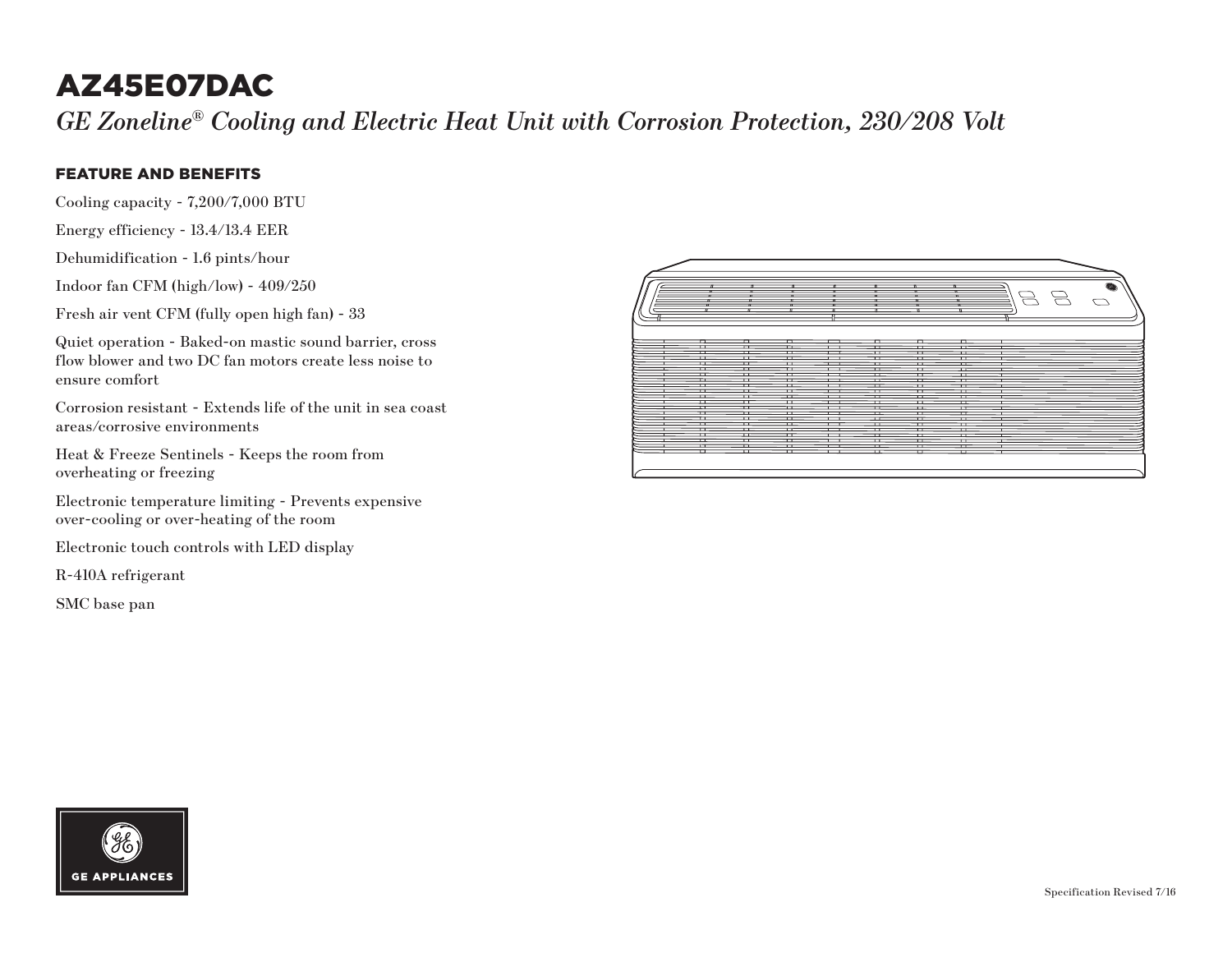# AZ45E07DAC

*GE Zoneline® Cooling and Electric Heat Unit with Corrosion Protection, 230/208 Volt*

## FEATURE AND BENEFITS

Cooling capacity - 7,200/7,000 BTU

Energy efficiency - 13.4/13.4 EER

Dehumidification - 1.6 pints/hour

Indoor fan CFM (high/low) - 409/250

Fresh air vent CFM (fully open high fan) - 33

Quiet operation - Baked-on mastic sound barrier, cross flow blower and two DC fan motors create less noise to ensure comfort

Corrosion resistant - Extends life of the unit in sea coast areas/corrosive environments

Heat & Freeze Sentinels - Keeps the room from overheating or freezing

Electronic temperature limiting - Prevents expensive over-cooling or over-heating of the room

Electronic touch controls with LED display

R-410A refrigerant

SMC base pan

GE APPLIANCES

Specification Revised 7/16